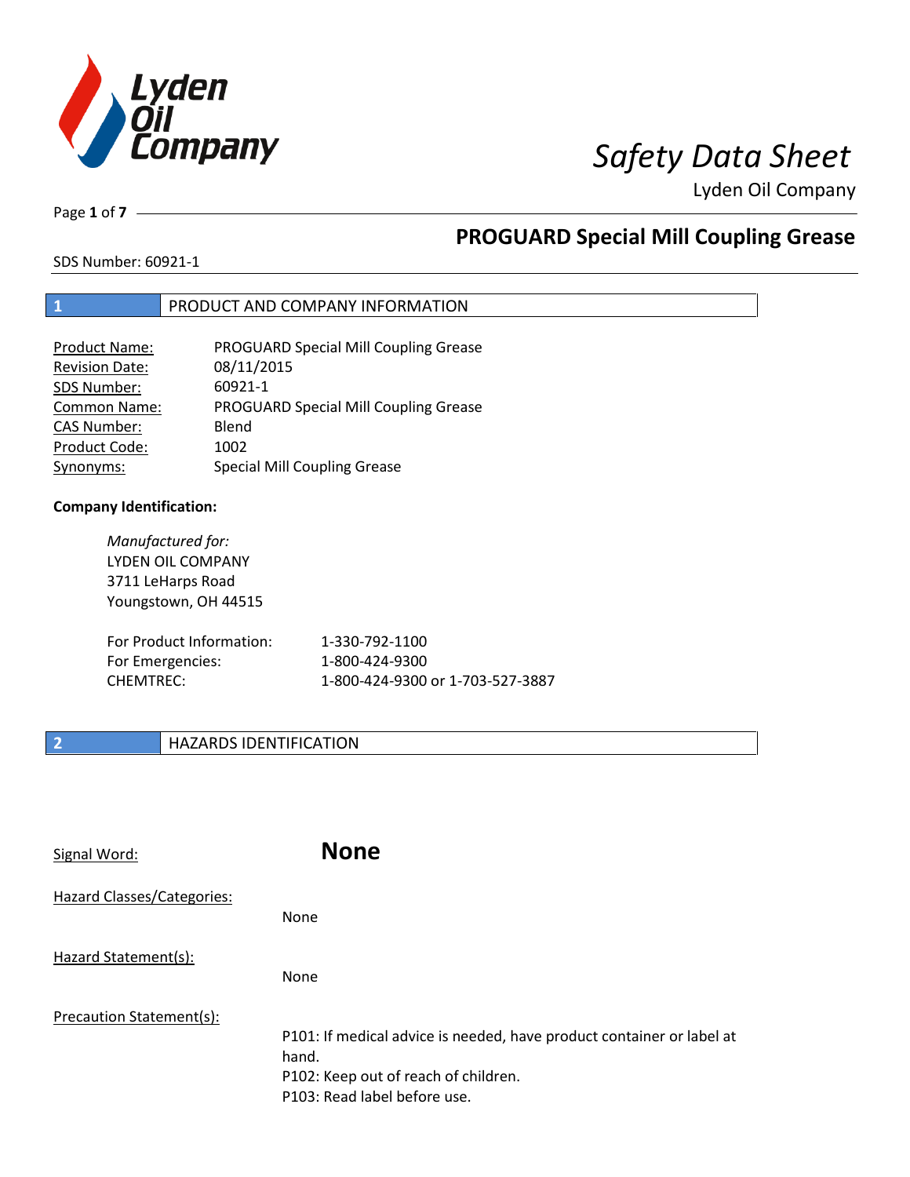# Safety Data Sheet

Lyden Oil Company

## PROGUARD Special Mill Coupling Grease

SDS Number: 60921-1

## 1 PRODUCT AND COMPANY INFORMATION

| | |
|---|---|
| Product Name: | PROGUARD Special Mill Coupling Grease |
| Revision Date: | 08/11/2015 |
| SDS Number: | 60921-1 |
| Common Name: | PROGUARD Special Mill Coupling Grease |
| CAS Number: | Blend |
| Product Code: | 1002 |
| Synonyms: | Special Mill Coupling Grease |

**Company Identification:**

*Manufactured for:*
LYDEN OIL COMPANY
3711 LeHarps Road
Youngstown, OH 44515

| | |
|---|---|
| For Product Information: | 1-330-792-1100 |
| For Emergencies: | 1-800-424-9300 |
| CHEMTREC: | 1-800-424-9300 or 1-703-527-3887 |

## 2 HAZARDS IDENTIFICATION

Signal Word: **None**

Hazard Classes/Categories:

None

Hazard Statement(s):

None

Precaution Statement(s):

P101: If medical advice is needed, have product container or label at hand.
P102: Keep out of reach of children.
P103: Read label before use.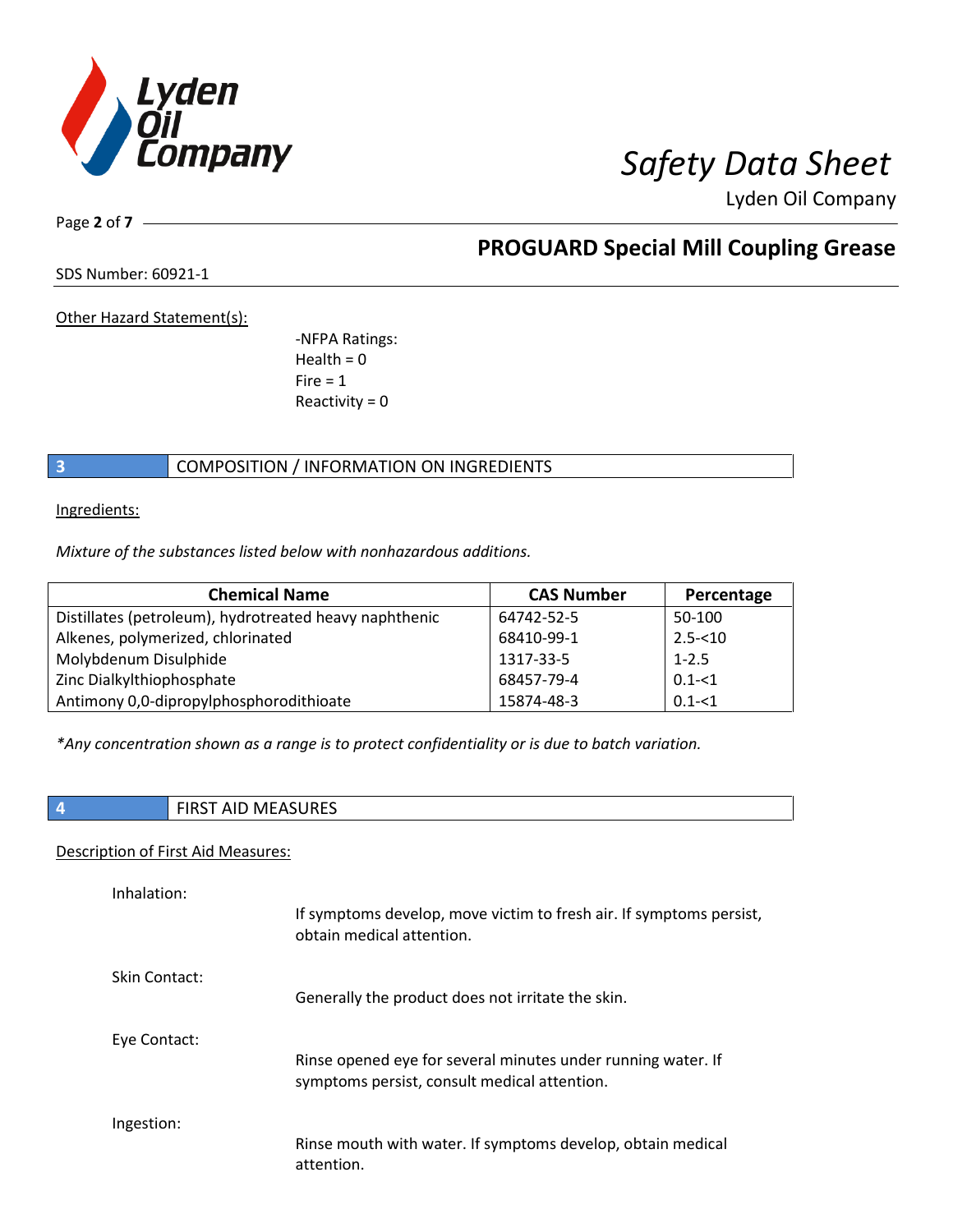Other Hazard Statement(s):

-NFPA Ratings:
Health = 0
Fire = 1
Reactivity = 0

## 3 COMPOSITION / INFORMATION ON INGREDIENTS

Ingredients:

*Mixture of the substances listed below with nonhazardous additions.*

| Chemical Name | CAS Number | Percentage |
|---|---|---|
| Distillates (petroleum), hydrotreated heavy naphthenic | 64742-52-5 | 50-100 |
| Alkenes, polymerized, chlorinated | 68410-99-1 | 2.5-<10 |
| Molybdenum Disulphide | 1317-33-5 | 1-2.5 |
| Zinc Dialkylthiophosphate | 68457-79-4 | 0.1-<1 |
| Antimony 0,0-dipropylphosphorodithioate | 15874-48-3 | 0.1-<1 |

*\*Any concentration shown as a range is to protect confidentiality or is due to batch variation.*

## 4 FIRST AID MEASURES

Description of First Aid Measures:

Inhalation:
If symptoms develop, move victim to fresh air. If symptoms persist, obtain medical attention.

Skin Contact:
Generally the product does not irritate the skin.

Eye Contact:
Rinse opened eye for several minutes under running water. If symptoms persist, consult medical attention.

Ingestion:
Rinse mouth with water. If symptoms develop, obtain medical attention.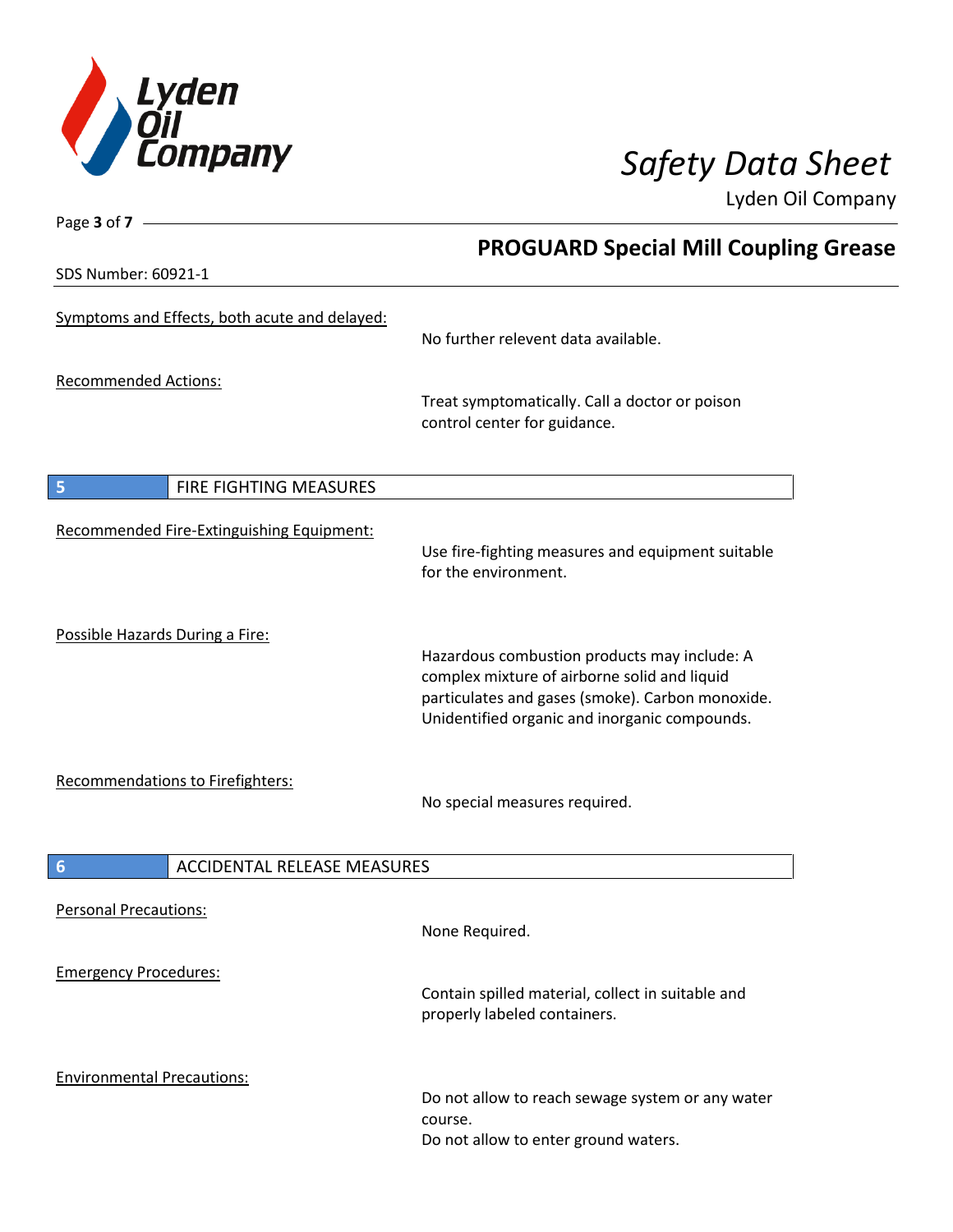Symptoms and Effects, both acute and delayed:

No further relevent data available.

Recommended Actions:

Treat symptomatically. Call a doctor or poison control center for guidance.

## 5 FIRE FIGHTING MEASURES

Recommended Fire-Extinguishing Equipment:

Use fire-fighting measures and equipment suitable for the environment.

Possible Hazards During a Fire:

Hazardous combustion products may include: A complex mixture of airborne solid and liquid particulates and gases (smoke). Carbon monoxide. Unidentified organic and inorganic compounds.

Recommendations to Firefighters:

No special measures required.

## 6 ACCIDENTAL RELEASE MEASURES

Personal Precautions:

None Required.

Emergency Procedures:

Contain spilled material, collect in suitable and properly labeled containers.

Environmental Precautions:

Do not allow to reach sewage system or any water course.
Do not allow to enter ground waters.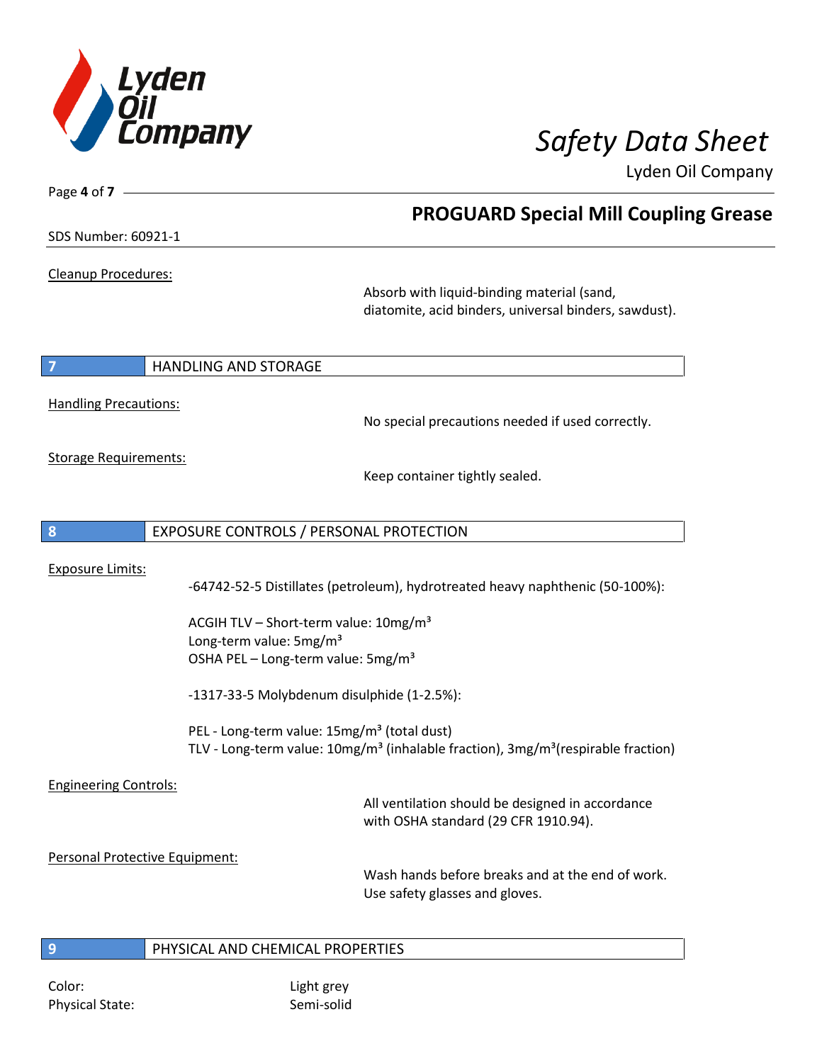Cleanup Procedures:

Absorb with liquid-binding material (sand, diatomite, acid binders, universal binders, sawdust).

## 7 HANDLING AND STORAGE

Handling Precautions:

No special precautions needed if used correctly.

Storage Requirements:

Keep container tightly sealed.

## 8 EXPOSURE CONTROLS / PERSONAL PROTECTION

Exposure Limits:

-64742-52-5 Distillates (petroleum), hydrotreated heavy naphthenic (50-100%):

ACGIH TLV – Short-term value: 10mg/m³
Long-term value: 5mg/m³
OSHA PEL – Long-term value: 5mg/m³

-1317-33-5 Molybdenum disulphide (1-2.5%):

PEL - Long-term value: 15mg/m³ (total dust)
TLV - Long-term value: 10mg/m³ (inhalable fraction), 3mg/m³(respirable fraction)

Engineering Controls:

All ventilation should be designed in accordance with OSHA standard (29 CFR 1910.94).

Personal Protective Equipment:

Wash hands before breaks and at the end of work.
Use safety glasses and gloves.

## 9 PHYSICAL AND CHEMICAL PROPERTIES

Color: Light grey
Physical State: Semi-solid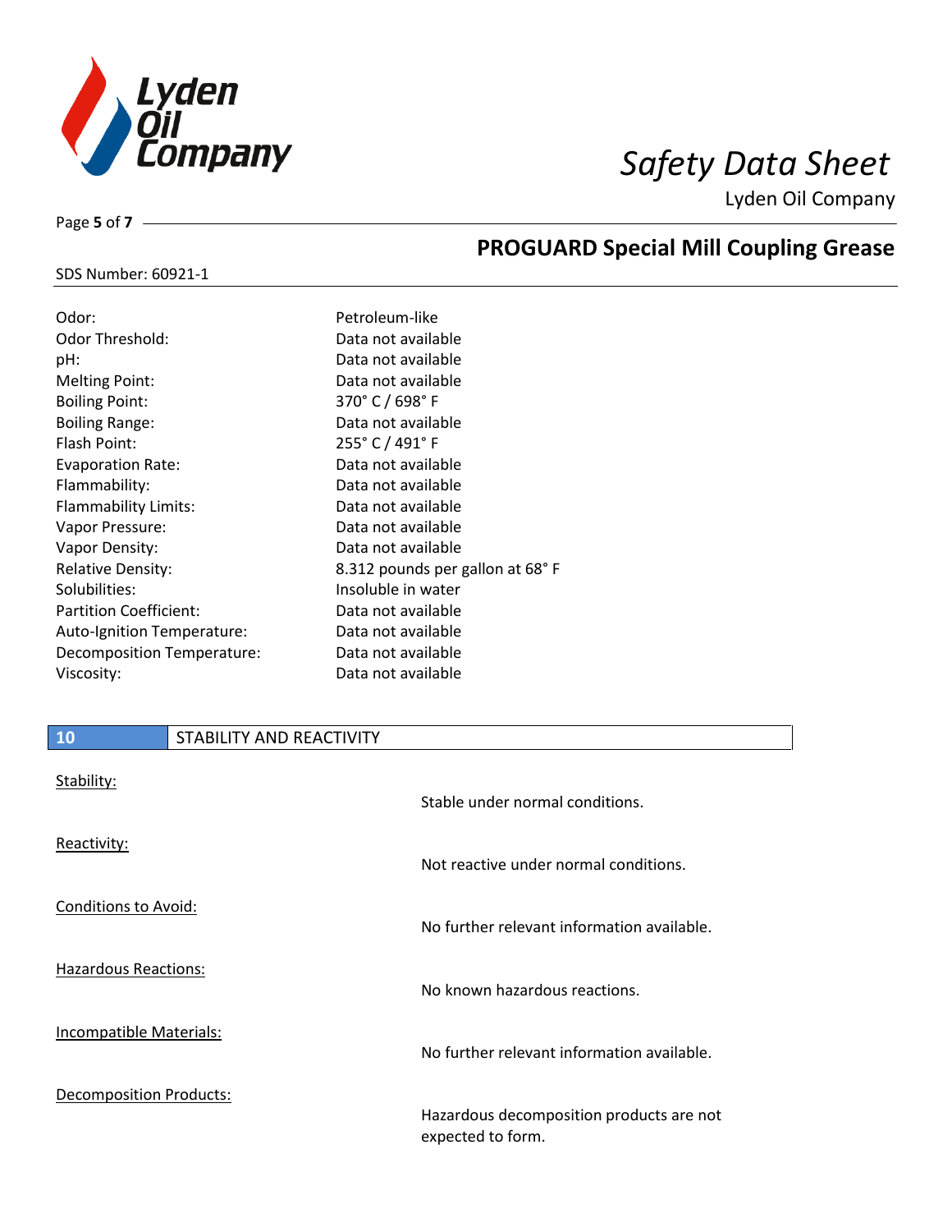| | |
|---|---|
| Odor: | Petroleum-like |
| Odor Threshold: | Data not available |
| pH: | Data not available |
| Melting Point: | Data not available |
| Boiling Point: | 370° C / 698° F |
| Boiling Range: | Data not available |
| Flash Point: | 255° C / 491° F |
| Evaporation Rate: | Data not available |
| Flammability: | Data not available |
| Flammability Limits: | Data not available |
| Vapor Pressure: | Data not available |
| Vapor Density: | Data not available |
| Relative Density: | 8.312 pounds per gallon at 68° F |
| Solubilities: | Insoluble in water |
| Partition Coefficient: | Data not available |
| Auto-Ignition Temperature: | Data not available |
| Decomposition Temperature: | Data not available |
| Viscosity: | Data not available |

## 10 STABILITY AND REACTIVITY

Stability:
Stable under normal conditions.

Reactivity:
Not reactive under normal conditions.

Conditions to Avoid:
No further relevant information available.

Hazardous Reactions:
No known hazardous reactions.

Incompatible Materials:
No further relevant information available.

Decomposition Products:
Hazardous decomposition products are not expected to form.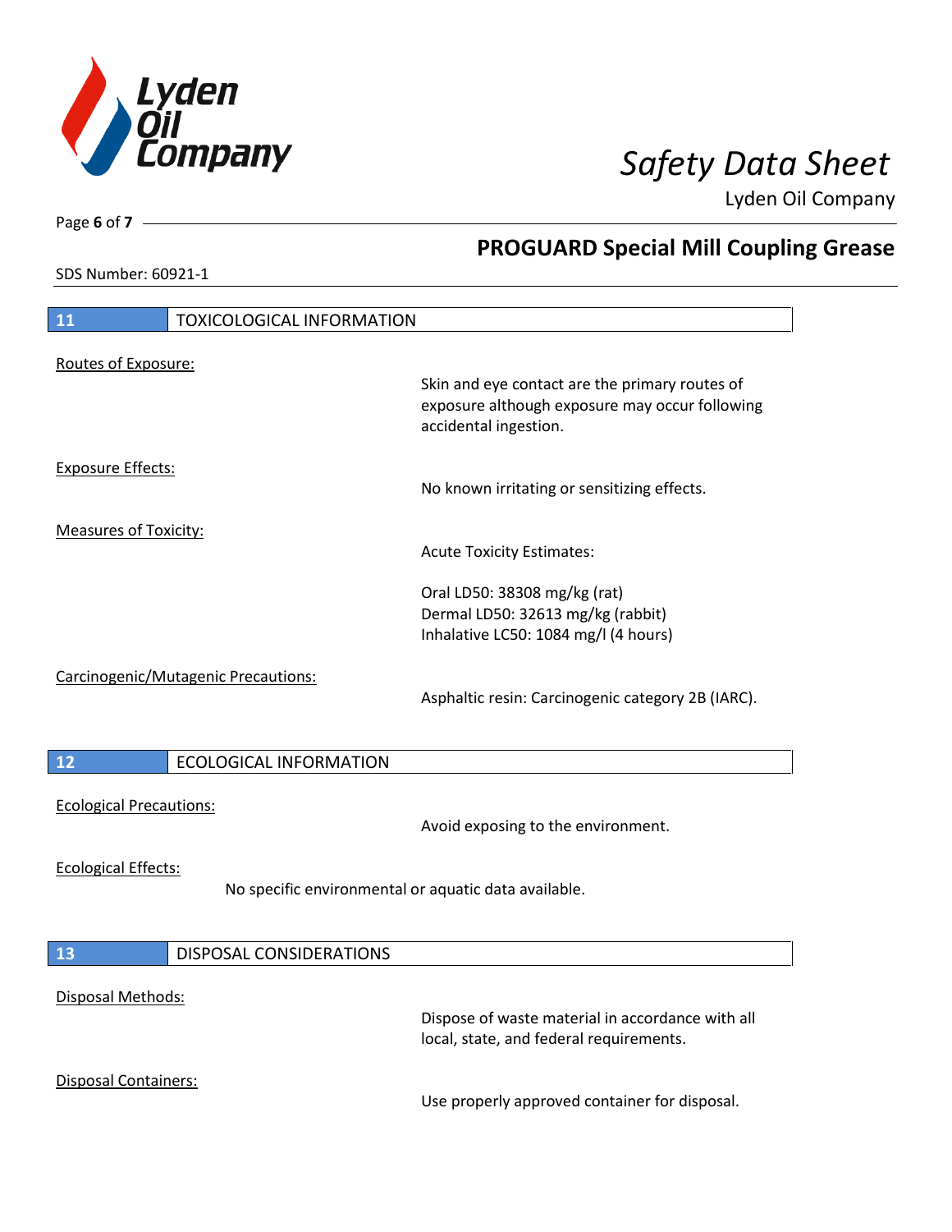## 11 TOXICOLOGICAL INFORMATION

Routes of Exposure:

Skin and eye contact are the primary routes of exposure although exposure may occur following accidental ingestion.

Exposure Effects:

No known irritating or sensitizing effects.

Measures of Toxicity:

Acute Toxicity Estimates:

Oral LD50: 38308 mg/kg (rat)
Dermal LD50: 32613 mg/kg (rabbit)
Inhalative LC50: 1084 mg/l (4 hours)

Carcinogenic/Mutagenic Precautions:

Asphaltic resin: Carcinogenic category 2B (IARC).

## 12 ECOLOGICAL INFORMATION

Ecological Precautions:

Avoid exposing to the environment.

Ecological Effects:

No specific environmental or aquatic data available.

## 13 DISPOSAL CONSIDERATIONS

Disposal Methods:

Dispose of waste material in accordance with all local, state, and federal requirements.

Disposal Containers:

Use properly approved container for disposal.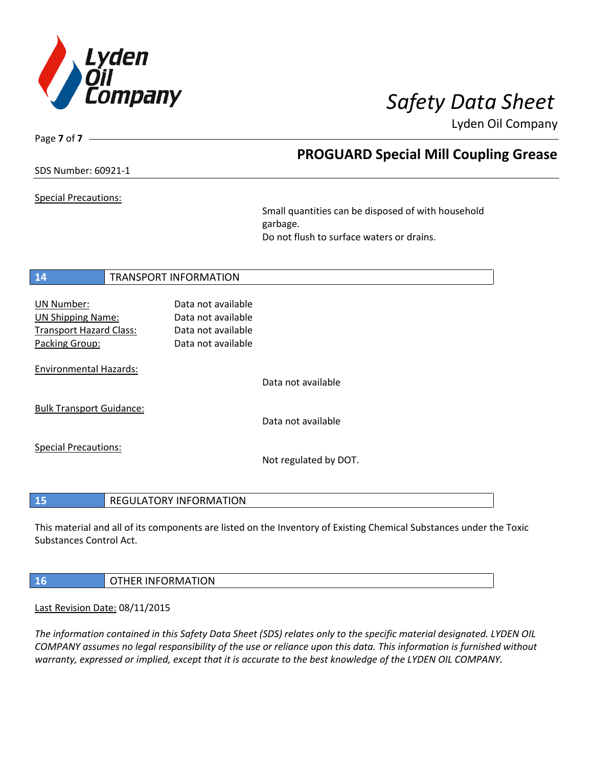Special Precautions:

Small quantities can be disposed of with household garbage.
Do not flush to surface waters or drains.

## 14 TRANSPORT INFORMATION

UN Number: Data not available
UN Shipping Name: Data not available
Transport Hazard Class: Data not available
Packing Group: Data not available

Environmental Hazards:

Data not available

Bulk Transport Guidance:

Data not available

Special Precautions:

Not regulated by DOT.

## 15 REGULATORY INFORMATION

This material and all of its components are listed on the Inventory of Existing Chemical Substances under the Toxic Substances Control Act.

## 16 OTHER INFORMATION

Last Revision Date: 08/11/2015

*The information contained in this Safety Data Sheet (SDS) relates only to the specific material designated. LYDEN OIL COMPANY assumes no legal responsibility of the use or reliance upon this data. This information is furnished without warranty, expressed or implied, except that it is accurate to the best knowledge of the LYDEN OIL COMPANY.*